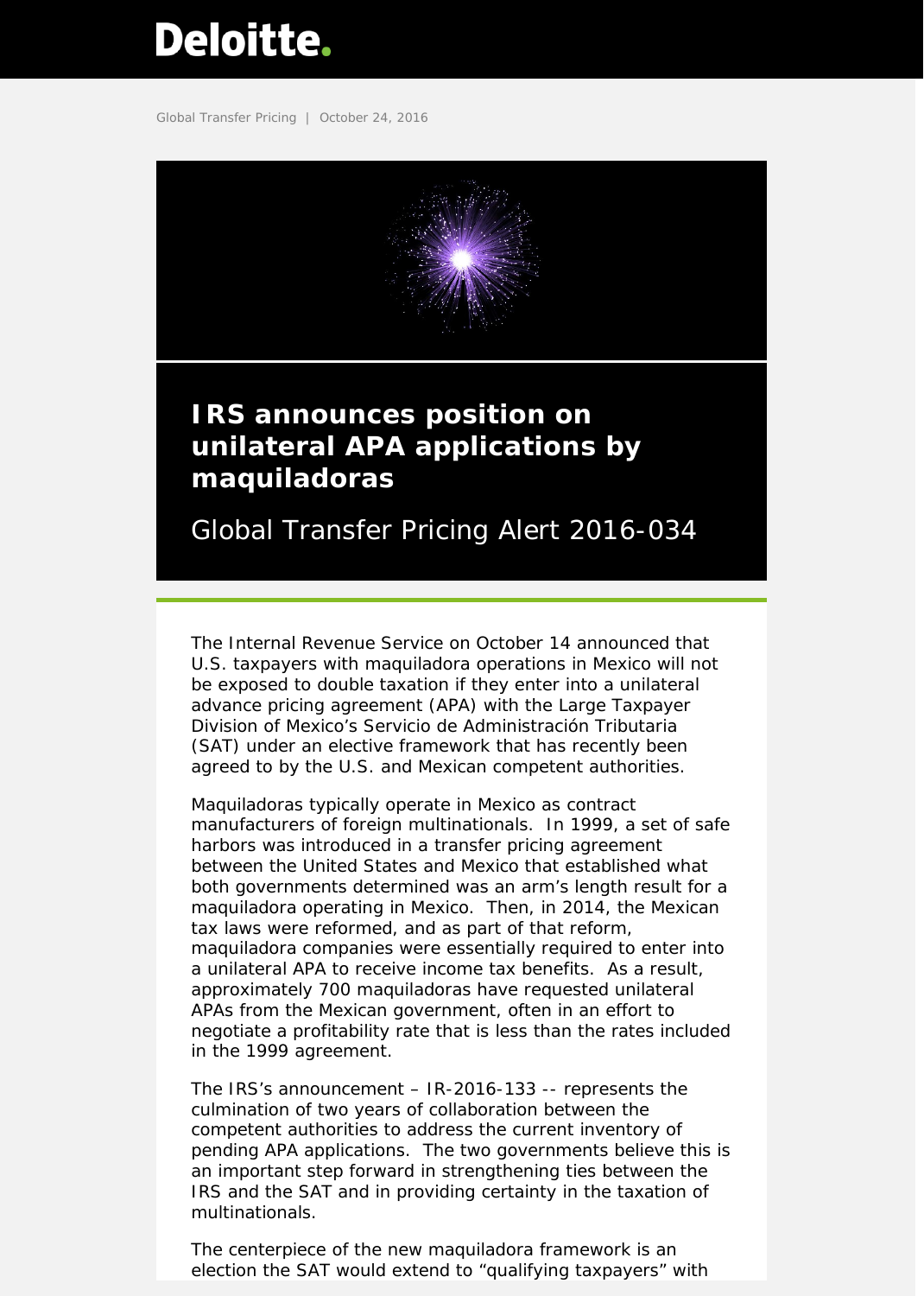Deloitte.

Global Transfer Pricing | October 24, 2016

# IRS announces position on unilateral APA applications by maquiladoras

## Global Transfer Pricing Alert 2016-034

The Internal Revenue Service on October 14 announced that U.S. taxpayers with maquiladora operations in Mexico will not be exposed to double taxation if they enter into a unilateral advance pricing agreement (APA) with the Large Taxpayer Division of Mexico's Servicio de Administración Tributaria (SAT) under an elective framework that has recently been agreed to by the U.S. and Mexican competent authorities.

Maquiladoras typically operate in Mexico as contract manufacturers of foreign multinationals. In 1999, a set of safe harbors was introduced in a transfer pricing agreement between the United States and Mexico that established what both governments determined was an arm's length result for a maquiladora operating in Mexico. Then, in 2014, the Mexican tax laws were reformed, and as part of that reform, maquiladora companies were essentially required to enter into a unilateral APA to receive income tax benefits. As a result, approximately 700 maquiladoras have requested unilateral APAs from the Mexican government, often in an effort to negotiate a profitability rate that is less than the rates included in the 1999 agreement.

The IRS's announcement – IR-2016-133 -- represents the culmination of two years of collaboration between the competent authorities to address the current inventory of pending APA applications. The two governments believe this is an important step forward in strengthening ties between the IRS and the SAT and in providing certainty in the taxation of multinationals.

The centerpiece of the new maquiladora framework is an election the SAT would extend to "qualifying taxpayers" with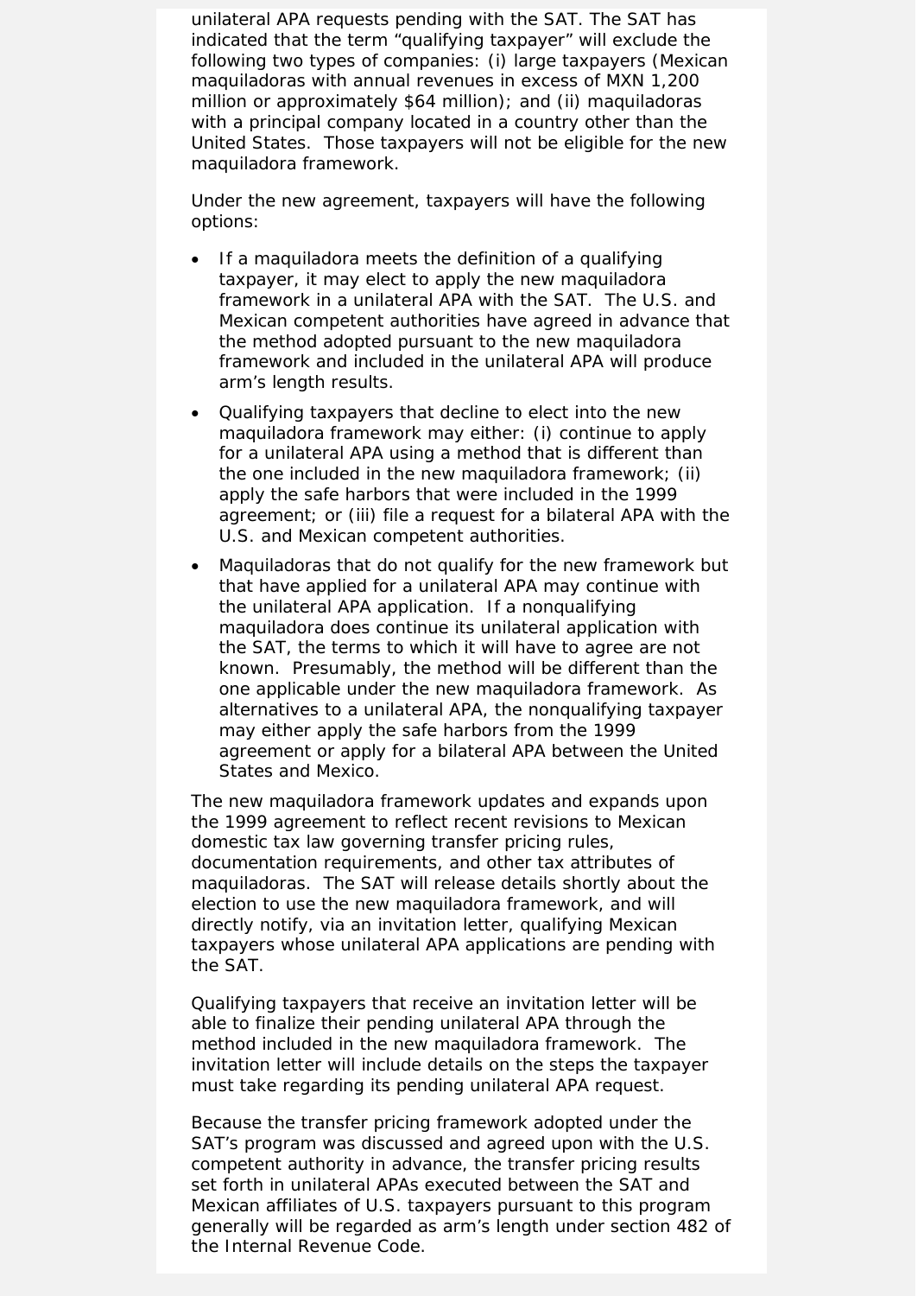unilateral APA requests pending with the SAT. The SAT has indicated that the term “qualifying taxpayer” will exclude the following two types of companies: (i) large taxpayers (Mexican maquiladoras with annual revenues in excess of MXN 1,200 million or approximately $64 million); and (ii) maquiladoras with a principal company located in a country other than the United States. Those taxpayers will not be eligible for the new maquiladora framework.

Under the new agreement, taxpayers will have the following options:

- If a maquiladora meets the definition of a qualifying taxpayer, it may elect to apply the new maquiladora framework in a unilateral APA with the SAT. The U.S. and Mexican competent authorities have agreed in advance that the method adopted pursuant to the new maquiladora framework and included in the unilateral APA will produce arm’s length results.
- Qualifying taxpayers that decline to elect into the new maquiladora framework may either: (i) continue to apply for a unilateral APA using a method that is different than the one included in the new maquiladora framework; (ii) apply the safe harbors that were included in the 1999 agreement; or (iii) file a request for a bilateral APA with the U.S. and Mexican competent authorities.
- Maquiladoras that do not qualify for the new framework but that have applied for a unilateral APA may continue with the unilateral APA application. If a nonqualifying maquiladora does continue its unilateral application with the SAT, the terms to which it will have to agree are not known. Presumably, the method will be different than the one applicable under the new maquiladora framework. As alternatives to a unilateral APA, the nonqualifying taxpayer may either apply the safe harbors from the 1999 agreement or apply for a bilateral APA between the United States and Mexico.

The new maquiladora framework updates and expands upon the 1999 agreement to reflect recent revisions to Mexican domestic tax law governing transfer pricing rules, documentation requirements, and other tax attributes of maquiladoras. The SAT will release details shortly about the election to use the new maquiladora framework, and will directly notify, via an invitation letter, qualifying Mexican taxpayers whose unilateral APA applications are pending with the SAT.

Qualifying taxpayers that receive an invitation letter will be able to finalize their pending unilateral APA through the method included in the new maquiladora framework. The invitation letter will include details on the steps the taxpayer must take regarding its pending unilateral APA request.

Because the transfer pricing framework adopted under the SAT’s program was discussed and agreed upon with the U.S. competent authority in advance, the transfer pricing results set forth in unilateral APAs executed between the SAT and Mexican affiliates of U.S. taxpayers pursuant to this program generally will be regarded as arm’s length under section 482 of the Internal Revenue Code.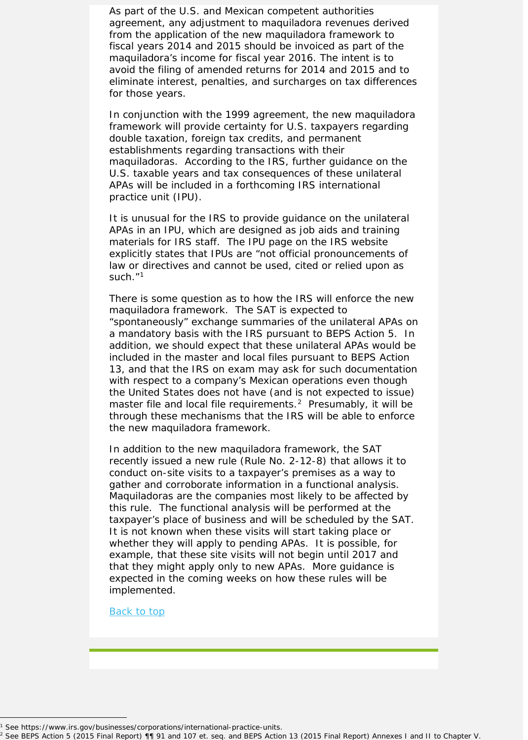As part of the U.S. and Mexican competent authorities agreement, any adjustment to maquiladora revenues derived from the application of the new maquiladora framework to fiscal years 2014 and 2015 should be invoiced as part of the maquiladora's income for fiscal year 2016. The intent is to avoid the filing of amended returns for 2014 and 2015 and to eliminate interest, penalties, and surcharges on tax differences for those years.

In conjunction with the 1999 agreement, the new maquiladora framework will provide certainty for U.S. taxpayers regarding double taxation, foreign tax credits, and permanent establishments regarding transactions with their maquiladoras. According to the IRS, further guidance on the U.S. taxable years and tax consequences of these unilateral APAs will be included in a forthcoming IRS international practice unit (IPU).

It is unusual for the IRS to provide guidance on the unilateral APAs in an IPU, which are designed as job aids and training materials for IRS staff. The IPU page on the IRS website explicitly states that IPUs are "not official pronouncements of law or directives and cannot be used, cited or relied upon as such."[1]

There is some question as to how the IRS will enforce the new maquiladora framework. The SAT is expected to "spontaneously" exchange summaries of the unilateral APAs on a mandatory basis with the IRS pursuant to BEPS Action 5. In addition, we should expect that these unilateral APAs would be included in the master and local files pursuant to BEPS Action 13, and that the IRS on exam may ask for such documentation with respect to a company's Mexican operations even though the United States does not have (and is not expected to issue) master file and local file requirements.[2] Presumably, it will be through these mechanisms that the IRS will be able to enforce the new maquiladora framework.

In addition to the new maquiladora framework, the SAT recently issued a new rule (Rule No. 2-12-8) that allows it to conduct on-site visits to a taxpayer's premises as a way to gather and corroborate information in a functional analysis. Maquiladoras are the companies most likely to be affected by this rule. The functional analysis will be performed at the taxpayer's place of business and will be scheduled by the SAT. It is not known when these visits will start taking place or whether they will apply to pending APAs. It is possible, for example, that these site visits will not begin until 2017 and that they might apply only to new APAs. More guidance is expected in the coming weeks on how these rules will be implemented.

Back to top

[1] See https://www.irs.gov/businesses/corporations/international-practice-units.

[2] See BEPS Action 5 (2015 Final Report) ¶¶ 91 and 107 et. seq. and BEPS Action 13 (2015 Final Report) Annexes I and II to Chapter V.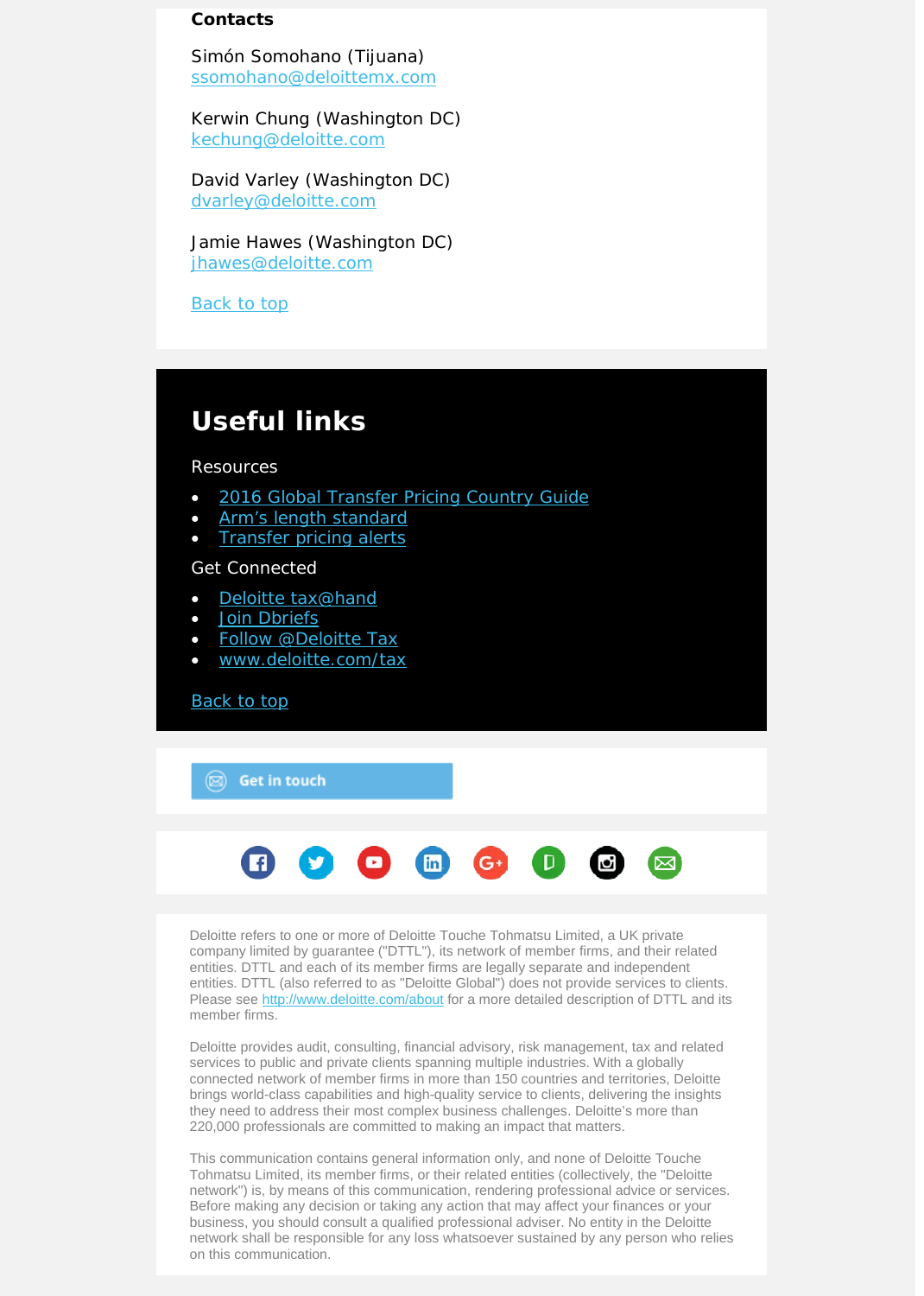**Contacts**

Simón Somohano (Tijuana)
ssomohano@deloittemx.com

Kerwin Chung (Washington DC)
kechung@deloitte.com

David Varley (Washington DC)
dvarley@deloitte.com

Jamie Hawes (Washington DC)
jhawes@deloitte.com

Back to top

## Useful links

Resources

- 2016 Global Transfer Pricing Country Guide
- Arm's length standard
- Transfer pricing alerts

Get Connected

- Deloitte tax@hand
- Join Dbriefs
- Follow @Deloitte Tax
- www.deloitte.com/tax

Back to top

Get in touch

Deloitte refers to one or more of Deloitte Touche Tohmatsu Limited, a UK private company limited by guarantee ("DTTL"), its network of member firms, and their related entities. DTTL and each of its member firms are legally separate and independent entities. DTTL (also referred to as "Deloitte Global") does not provide services to clients. Please see http://www.deloitte.com/about for a more detailed description of DTTL and its member firms.

Deloitte provides audit, consulting, financial advisory, risk management, tax and related services to public and private clients spanning multiple industries. With a globally connected network of member firms in more than 150 countries and territories, Deloitte brings world-class capabilities and high-quality service to clients, delivering the insights they need to address their most complex business challenges. Deloitte's more than 220,000 professionals are committed to making an impact that matters.

This communication contains general information only, and none of Deloitte Touche Tohmatsu Limited, its member firms, or their related entities (collectively, the "Deloitte network") is, by means of this communication, rendering professional advice or services. Before making any decision or taking any action that may affect your finances or your business, you should consult a qualified professional adviser. No entity in the Deloitte network shall be responsible for any loss whatsoever sustained by any person who relies on this communication.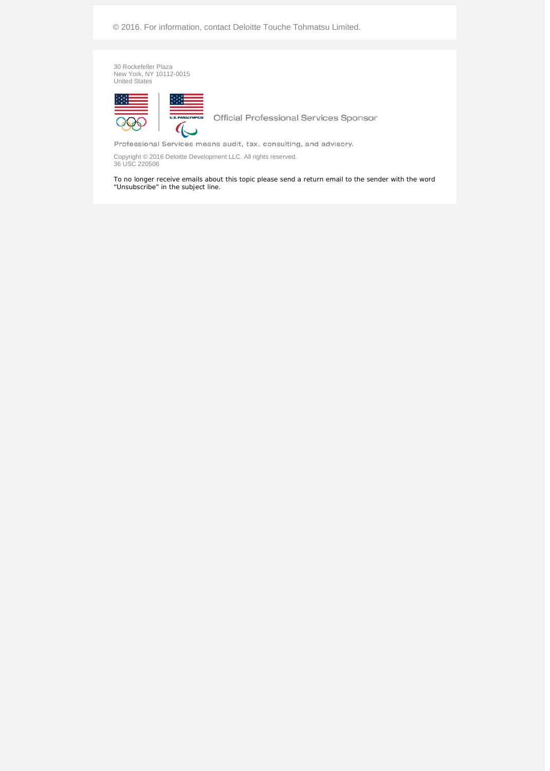© 2016. For information, contact Deloitte Touche Tohmatsu Limited.

30 Rockefeller Plaza
New York, NY 10112-0015
United States

U.S. PARALYMPICS

Official Professional Services Sponsor

Professional Services means audit, tax, consulting, and advisory.

Copyright © 2016 Deloitte Development LLC. All rights reserved.
36 USC 220506

To no longer receive emails about this topic please send a return email to the sender with the word "Unsubscribe" in the subject line.